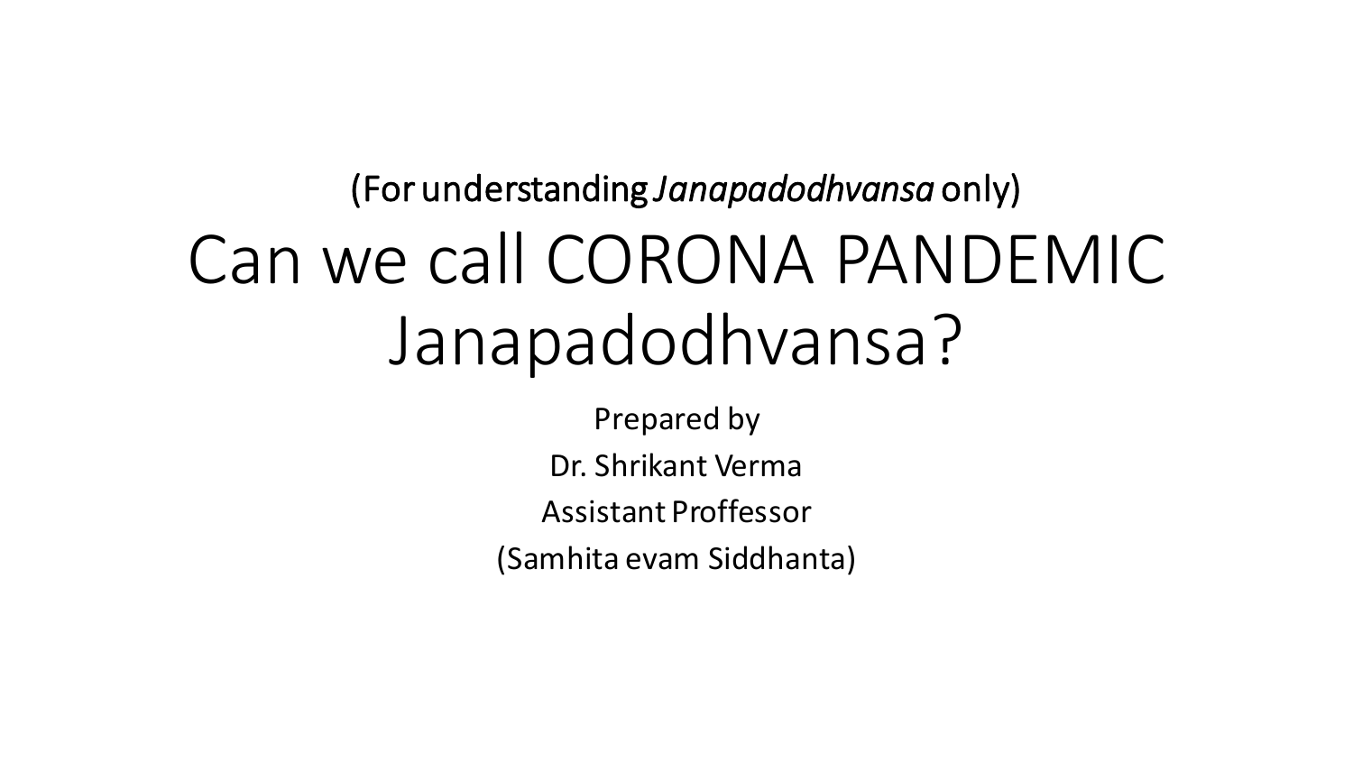(For understanding *Janapadodhvansa* only)

# Can we call CORONA PANDEMIC Janapadodhvansa?

Prepared by

Dr. Shrikant Verma

Assistant Proffessor

(Samhita evam Siddhanta)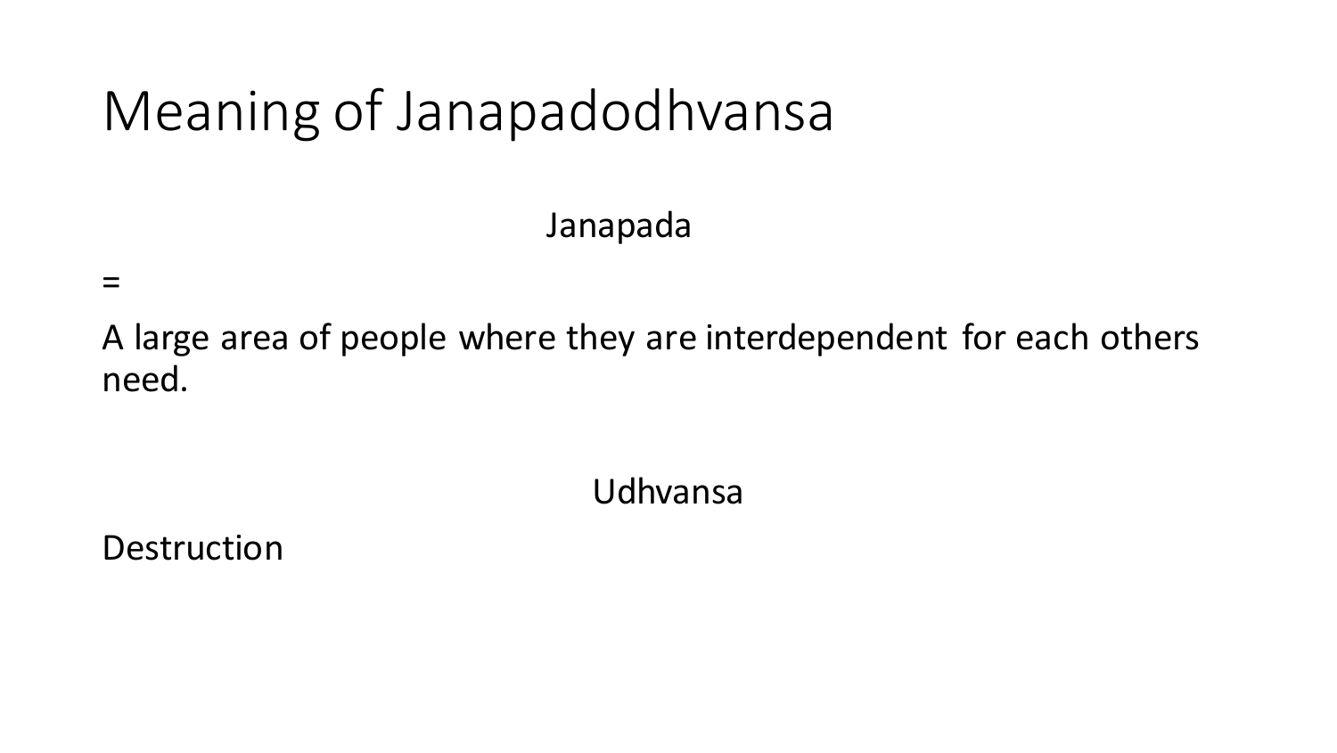# Meaning of Janapadodhvansa

Janapada

=

A large area of people where they are interdependent for each others need.

Udhvansa

Destruction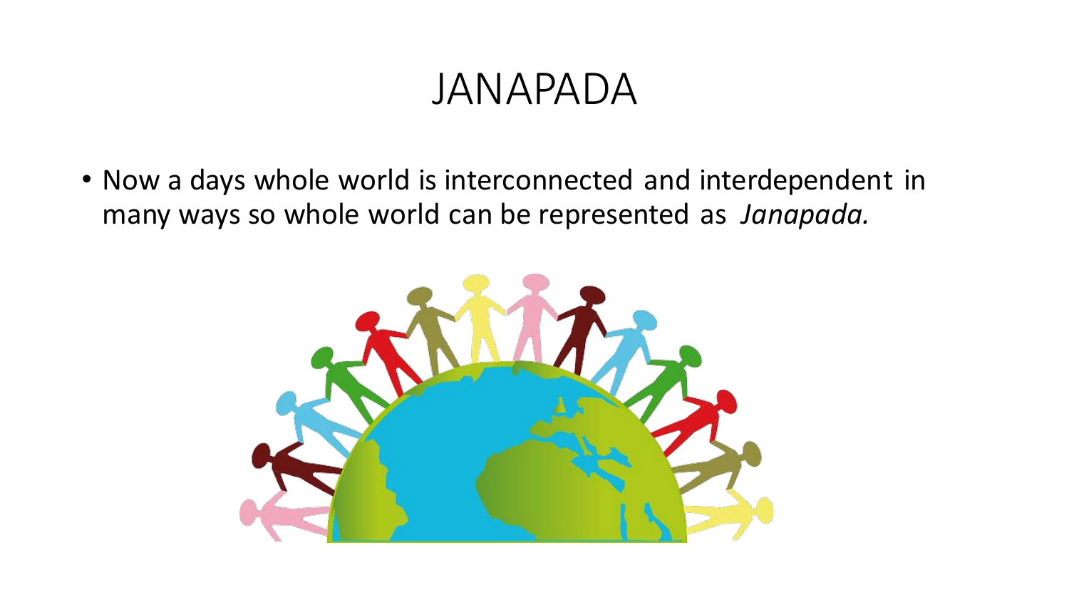# JANAPADA

- Now a days whole world is interconnected and interdependent in many ways so whole world can be represented as *Janapada.*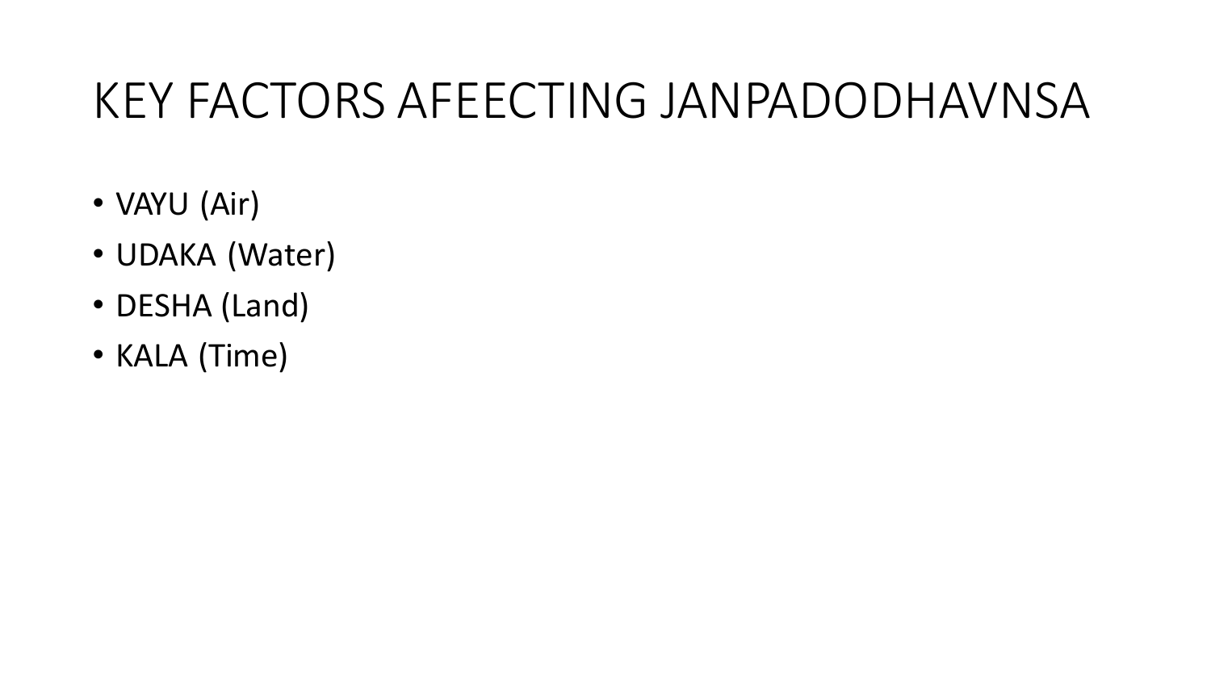# KEY FACTORS AFEECTING JANPADODHAVNSA

- VAYU (Air)
- UDAKA (Water)
- DESHA (Land)
- KALA (Time)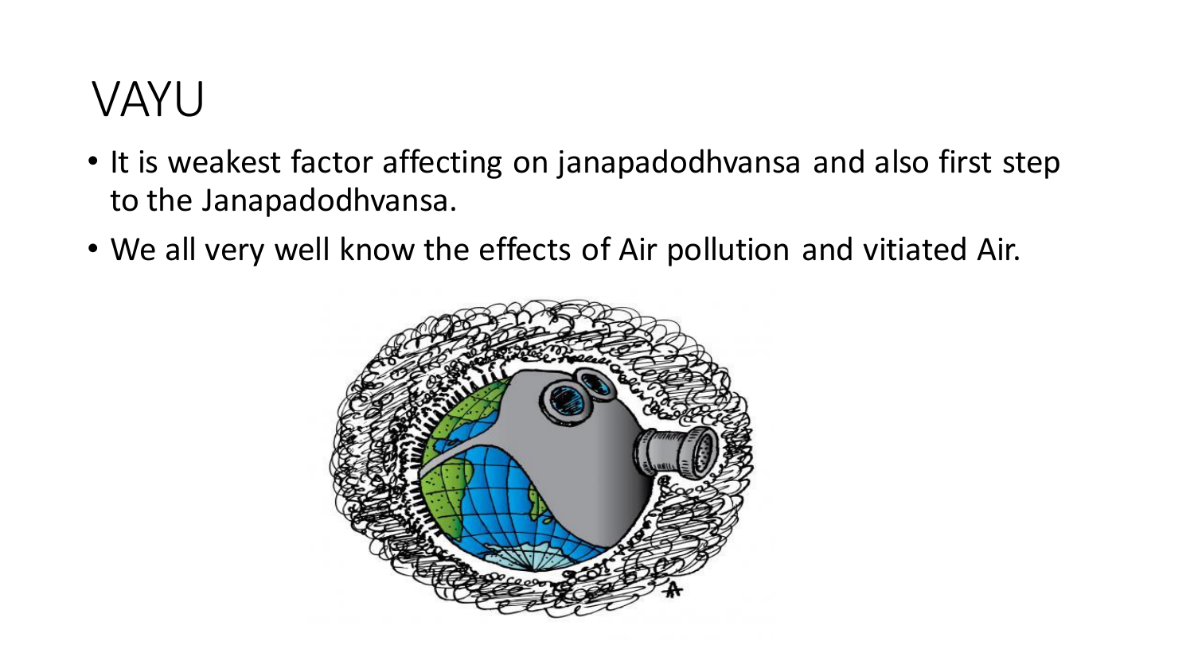# VAYU

- It is weakest factor affecting on janapadodhvansa and also first step to the Janapadodhvansa.
- We all very well know the effects of Air pollution and vitiated Air.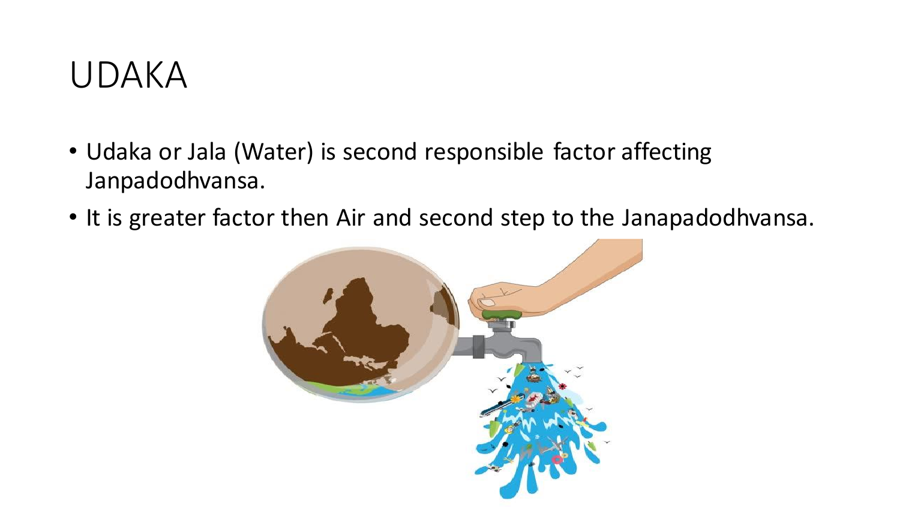# UDAKA

- Udaka or Jala (Water) is second responsible factor affecting Janpadodhvansa.
- It is greater factor then Air and second step to the Janapadodhvansa.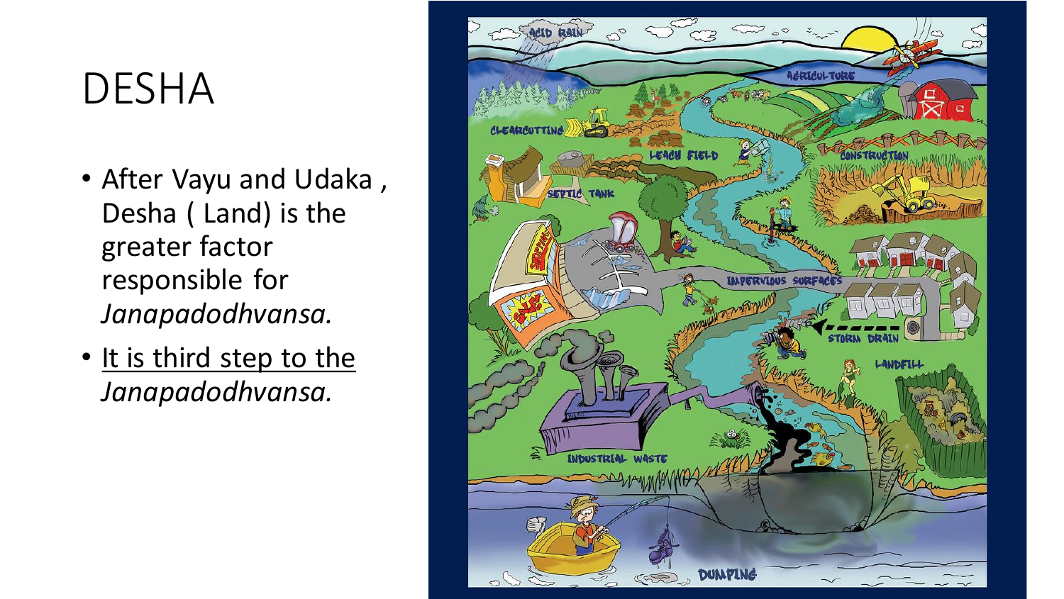# DESHA

- After Vayu and Udaka , Desha ( Land) is the greater factor responsible for *Janapadodhvansa.*
- <u>It is third step to the</u> *<u>Janapadodhvansa.</u>*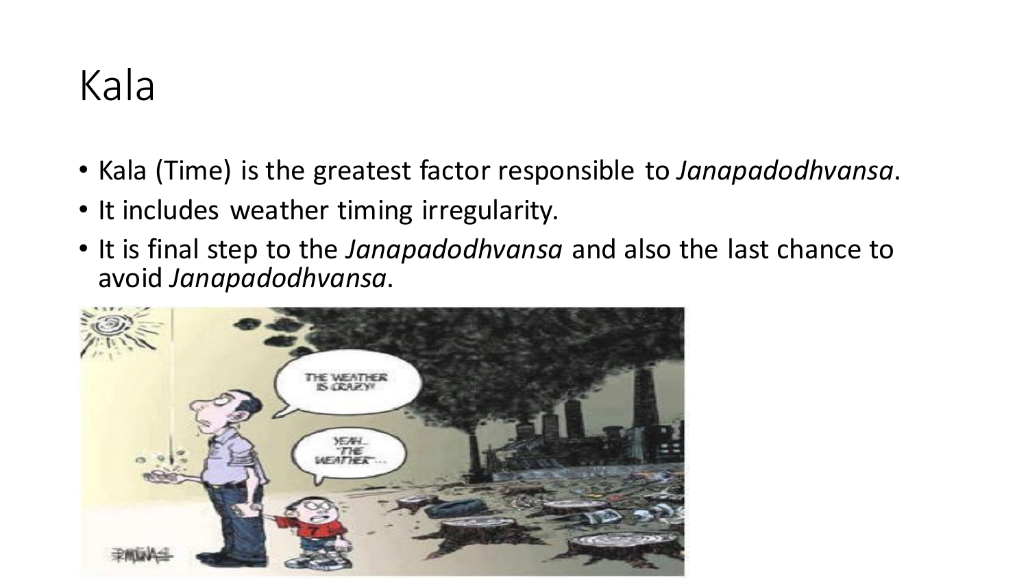# Kala

- Kala (Time) is the greatest factor responsible to *Janapadodhvansa*.
- It includes weather timing irregularity.
- It is final step to the *Janapadodhvansa* and also the last chance to avoid *Janapadodhvansa*.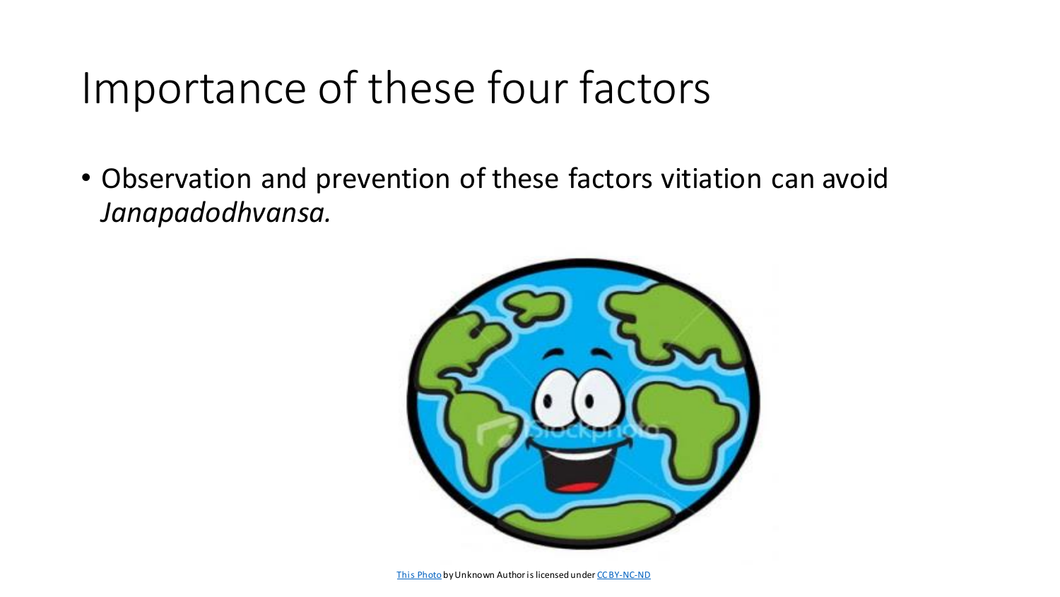# Importance of these four factors

- Observation and prevention of these factors vitiation can avoid *Janapadodhvansa.*

This Photo by Unknown Author is licensed under CC BY-NC-ND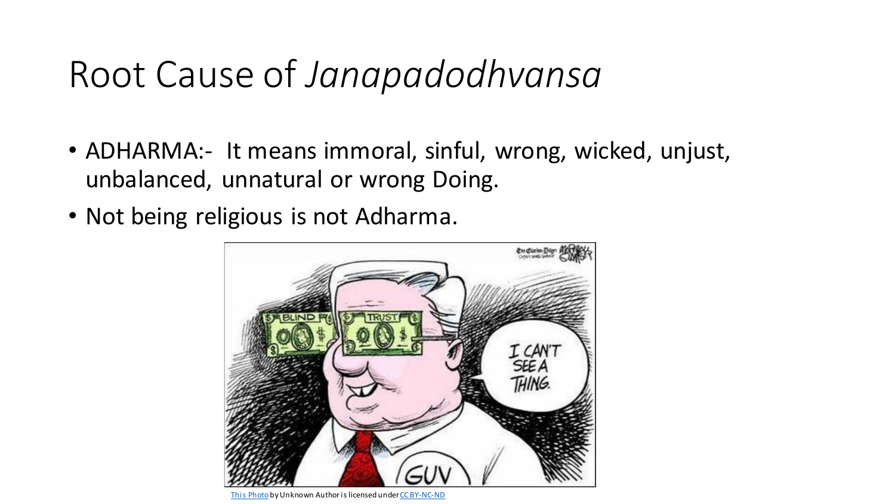# Root Cause of *Janapadodhvansa*

- ADHARMA:- It means immoral, sinful, wrong, wicked, unjust, unbalanced, unnatural or wrong Doing.
- Not being religious is not Adharma.

[This Photo](#) by Unknown Author is licensed under [CC BY-NC-ND](#)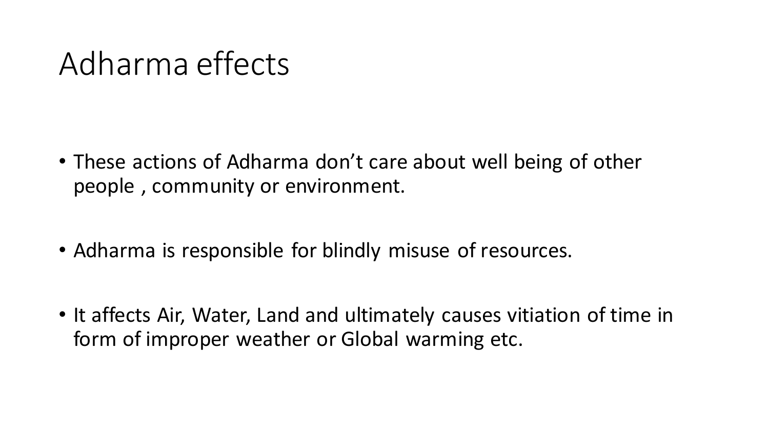# Adharma effects

- These actions of Adharma don't care about well being of other people , community or environment.
- Adharma is responsible for blindly misuse of resources.
- It affects Air, Water, Land and ultimately causes vitiation of time in form of improper weather or Global warming etc.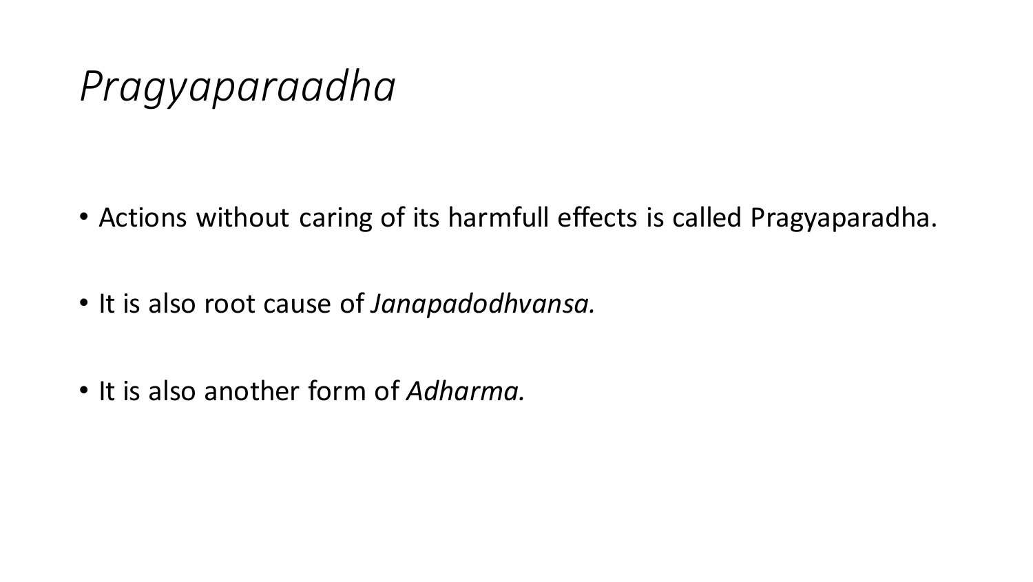# *Pragyaparaadha*

- Actions without caring of its harmfull effects is called Pragyaparadha.
- It is also root cause of *Janapadodhvansa.*
- It is also another form of *Adharma.*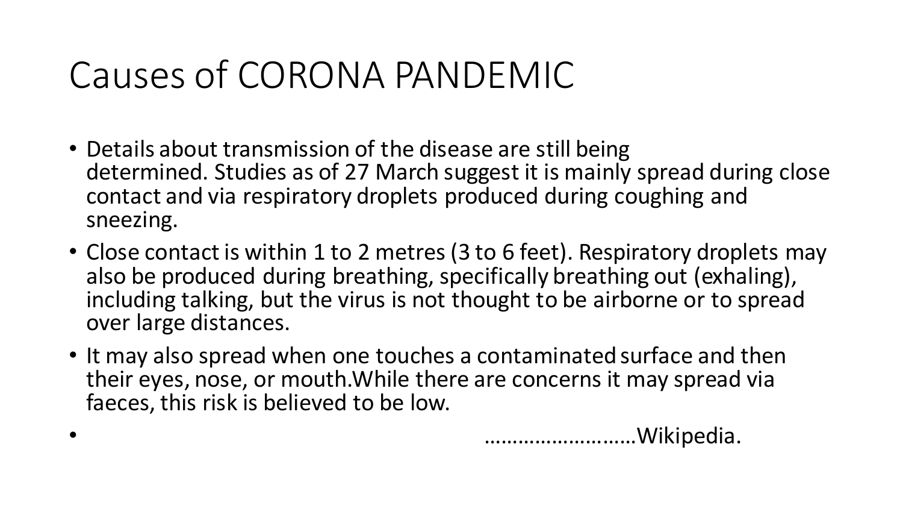# Causes of CORONA PANDEMIC

- Details about transmission of the disease are still being determined. Studies as of 27 March suggest it is mainly spread during close contact and via respiratory droplets produced during coughing and sneezing.
- Close contact is within 1 to 2 metres (3 to 6 feet). Respiratory droplets may also be produced during breathing, specifically breathing out (exhaling), including talking, but the virus is not thought to be airborne or to spread over large distances.
- It may also spread when one touches a contaminated surface and then their eyes, nose, or mouth.While there are concerns it may spread via faeces, this risk is believed to be low.
- ………………………Wikipedia.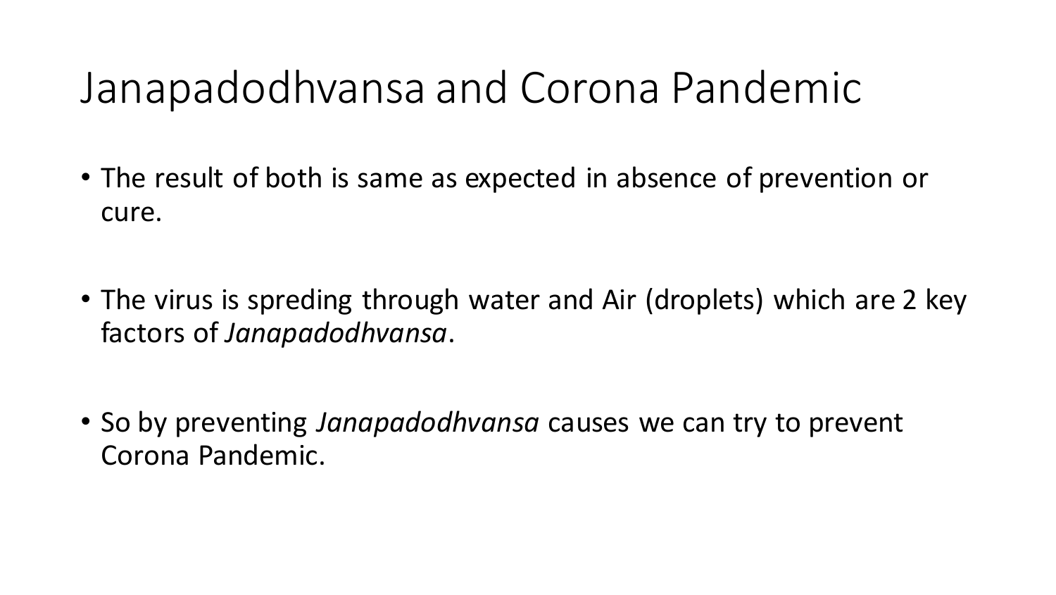# Janapadodhvansa and Corona Pandemic

- The result of both is same as expected in absence of prevention or cure.
- The virus is spreding through water and Air (droplets) which are 2 key factors of *Janapadodhvansa*.
- So by preventing *Janapadodhvansa* causes we can try to prevent Corona Pandemic.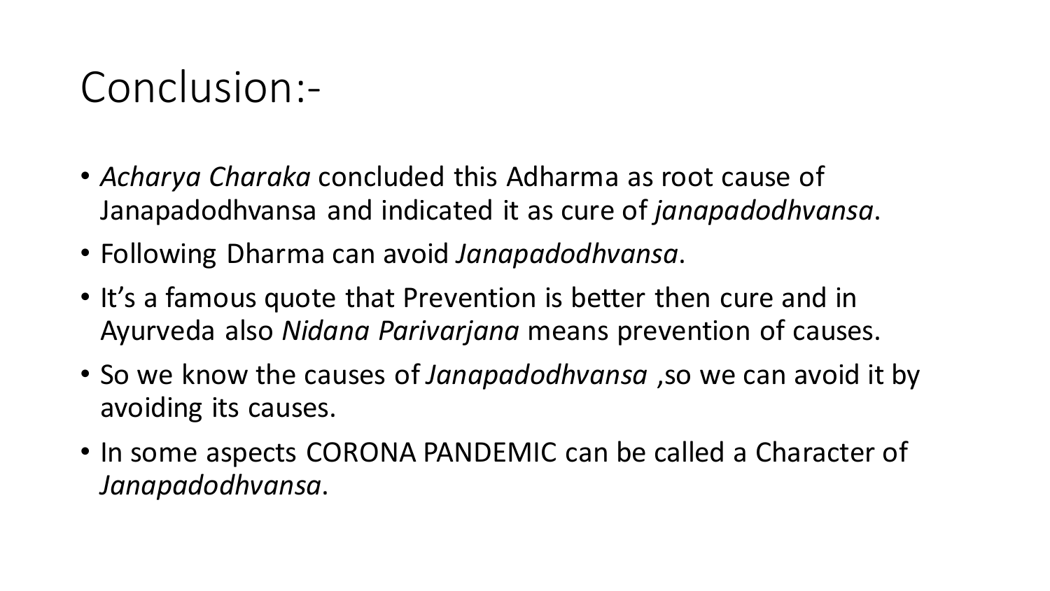# Conclusion:-

- *Acharya Charaka* concluded this Adharma as root cause of Janapadodhvansa and indicated it as cure of *janapadodhvansa*.
- Following Dharma can avoid *Janapadodhvansa*.
- It's a famous quote that Prevention is better then cure and in Ayurveda also *Nidana Parivarjana* means prevention of causes.
- So we know the causes of *Janapadodhvansa* ,so we can avoid it by avoiding its causes.
- In some aspects CORONA PANDEMIC can be called a Character of *Janapadodhvansa*.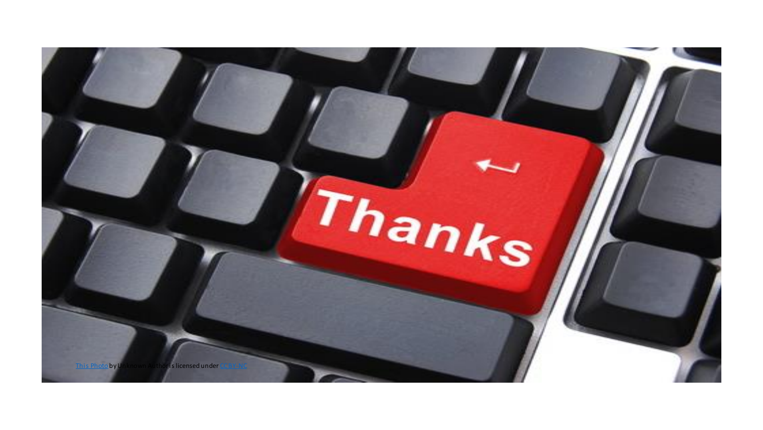Thanks

This Photo by Unknown Author is licensed under CC BY-NC